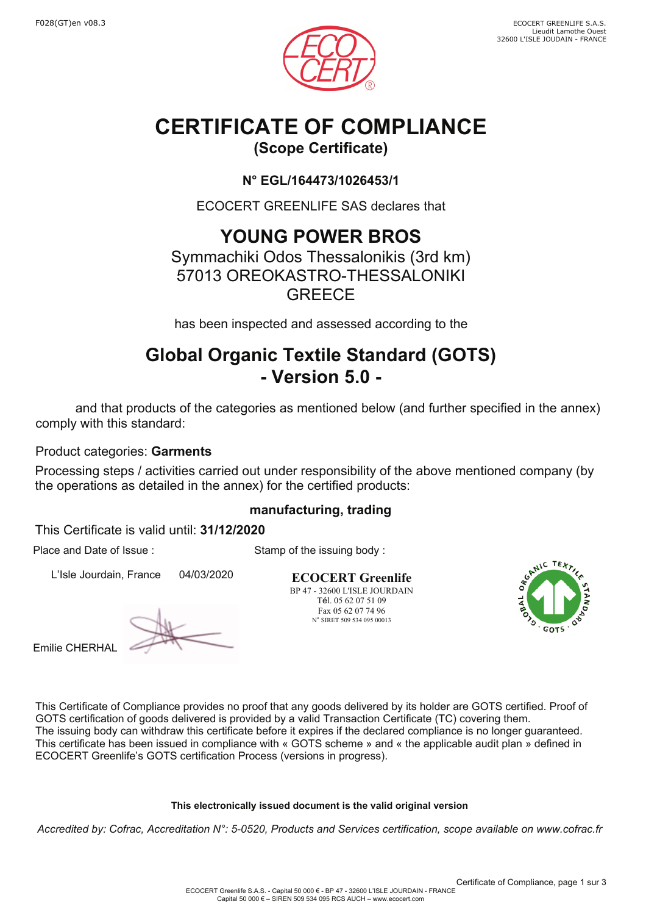F028(GT)en v08.3

ECOCERT GREENLIFE S.A.S.
Lieudit Lamothe Ouest
32600 L'ISLE JOUDAIN - FRANCE

# CERTIFICATE OF COMPLIANCE

## (Scope Certificate)

### N° EGL/164473/1026453/1

ECOCERT GREENLIFE SAS declares that

## YOUNG POWER BROS

Symmachiki Odos Thessalonikis (3rd km)
57013 OREOKASTRO-THESSALONIKI
GREECE

has been inspected and assessed according to the

## Global Organic Textile Standard (GOTS) - Version 5.0 -

and that products of the categories as mentioned below (and further specified in the annex) comply with this standard:

Product categories: **Garments**

Processing steps / activities carried out under responsibility of the above mentioned company (by the operations as detailed in the annex) for the certified products:

**manufacturing, trading**

This Certificate is valid until: **31/12/2020**

Place and Date of Issue :

L'Isle Jourdain, France 04/03/2020

Emilie CHERHAL

Stamp of the issuing body :

**ECOCERT Greenlife**
BP 47 - 32600 L'ISLE JOURDAIN
Tél. 05 62 07 51 09
Fax 05 62 07 74 96
N° SIRET 509 534 095 00013

This Certificate of Compliance provides no proof that any goods delivered by its holder are GOTS certified. Proof of GOTS certification of goods delivered is provided by a valid Transaction Certificate (TC) covering them.
The issuing body can withdraw this certificate before it expires if the declared compliance is no longer guaranteed.
This certificate has been issued in compliance with « GOTS scheme » and « the applicable audit plan » defined in ECOCERT Greenlife's GOTS certification Process (versions in progress).

**This electronically issued document is the valid original version**

*Accredited by: Cofrac, Accreditation N°: 5-0520, Products and Services certification, scope available on www.cofrac.fr*

ECOCERT Greenlife S.A.S. - Capital 50 000 € - BP 47 - 32600 L'ISLE JOURDAIN - FRANCE
Capital 50 000 € – SIREN 509 534 095 RCS AUCH – www.ecocert.com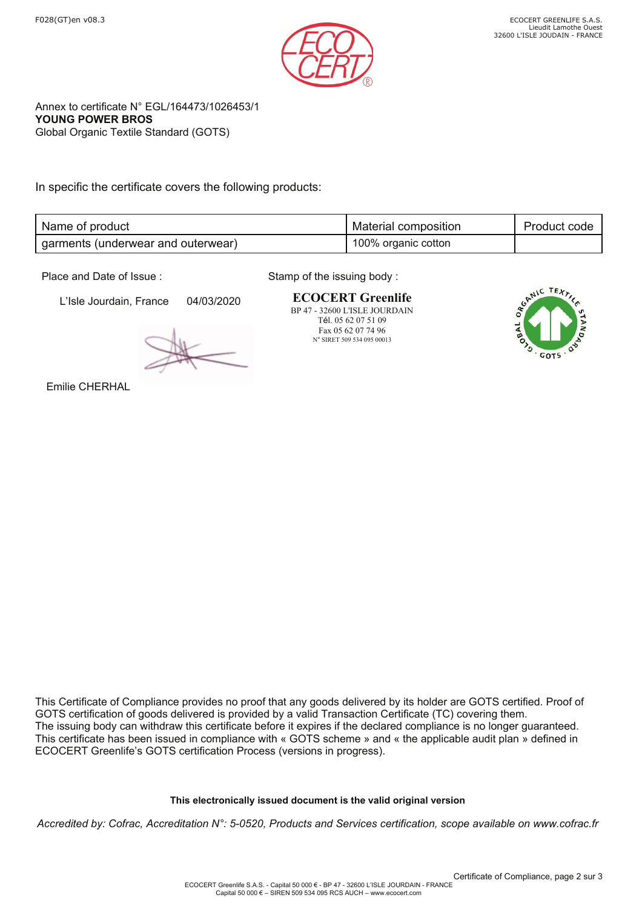Annex to certificate N° EGL/164473/1026453/1
**YOUNG POWER BROS**
Global Organic Textile Standard (GOTS)

In specific the certificate covers the following products:

| Name of product | Material composition | Product code |
|---|---|---|
| garments (underwear and outerwear) | 100% organic cotton | |

Place and Date of Issue :

L'Isle Jourdain, France 04/03/2020

Emilie CHERHAL

Stamp of the issuing body :

**ECOCERT Greenlife**
BP 47 - 32600 L'ISLE JOURDAIN
Tél. 05 62 07 51 09
Fax 05 62 07 74 96
N° SIRET 509 534 095 00013

This Certificate of Compliance provides no proof that any goods delivered by its holder are GOTS certified. Proof of GOTS certification of goods delivered is provided by a valid Transaction Certificate (TC) covering them.
The issuing body can withdraw this certificate before it expires if the declared compliance is no longer guaranteed.
This certificate has been issued in compliance with « GOTS scheme » and « the applicable audit plan » defined in ECOCERT Greenlife's GOTS certification Process (versions in progress).

**This electronically issued document is the valid original version**

*Accredited by: Cofrac, Accreditation N°: 5-0520, Products and Services certification, scope available on www.cofrac.fr*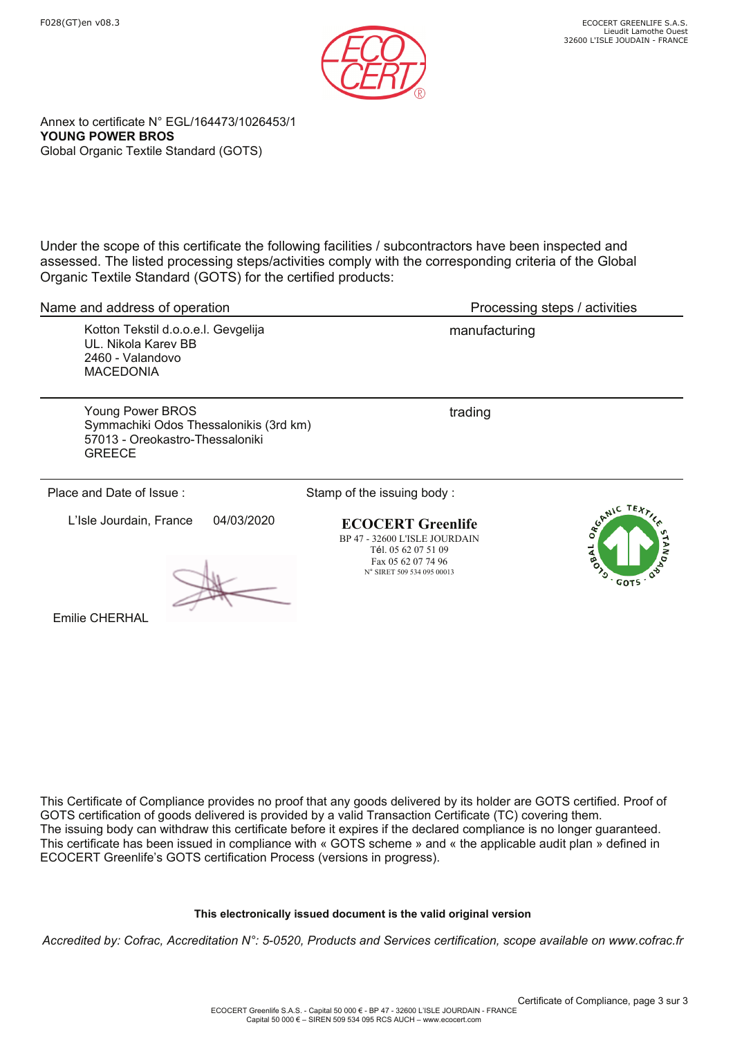F028(GT)en v08.3

ECOCERT GREENLIFE S.A.S.
Lieudit Lamothe Ouest
32600 L'ISLE JOUDAIN - FRANCE

Annex to certificate N° EGL/164473/1026453/1
**YOUNG POWER BROS**
Global Organic Textile Standard (GOTS)

Under the scope of this certificate the following facilities / subcontractors have been inspected and assessed. The listed processing steps/activities comply with the corresponding criteria of the Global Organic Textile Standard (GOTS) for the certified products:

| Name and address of operation | Processing steps / activities |
|---|---|
| Kotton Tekstil d.o.o.e.l. Gevgelija<br>UL. Nikola Karev BB<br>2460 - Valandovo<br>MACEDONIA | manufacturing |
| Young Power BROS<br>Symmachiki Odos Thessalonikis (3rd km)<br>57013 - Oreokastro-Thessaloniki<br>GREECE | trading |

Place and Date of Issue :

L'Isle Jourdain, France 04/03/2020

Emilie CHERHAL

Stamp of the issuing body :

**ECOCERT Greenlife**
BP 47 - 32600 L'ISLE JOURDAIN
Tél. 05 62 07 51 09
Fax 05 62 07 74 96
N° SIRET 509 534 095 00013

This Certificate of Compliance provides no proof that any goods delivered by its holder are GOTS certified. Proof of GOTS certification of goods delivered is provided by a valid Transaction Certificate (TC) covering them.
The issuing body can withdraw this certificate before it expires if the declared compliance is no longer guaranteed.
This certificate has been issued in compliance with « GOTS scheme » and « the applicable audit plan » defined in ECOCERT Greenlife's GOTS certification Process (versions in progress).

**This electronically issued document is the valid original version**

*Accredited by: Cofrac, Accreditation N°: 5-0520, Products and Services certification, scope available on www.cofrac.fr*

ECOCERT Greenlife S.A.S. - Capital 50 000 € - BP 47 - 32600 L'ISLE JOURDAIN - FRANCE
Capital 50 000 € – SIREN 509 534 095 RCS AUCH – www.ecocert.com